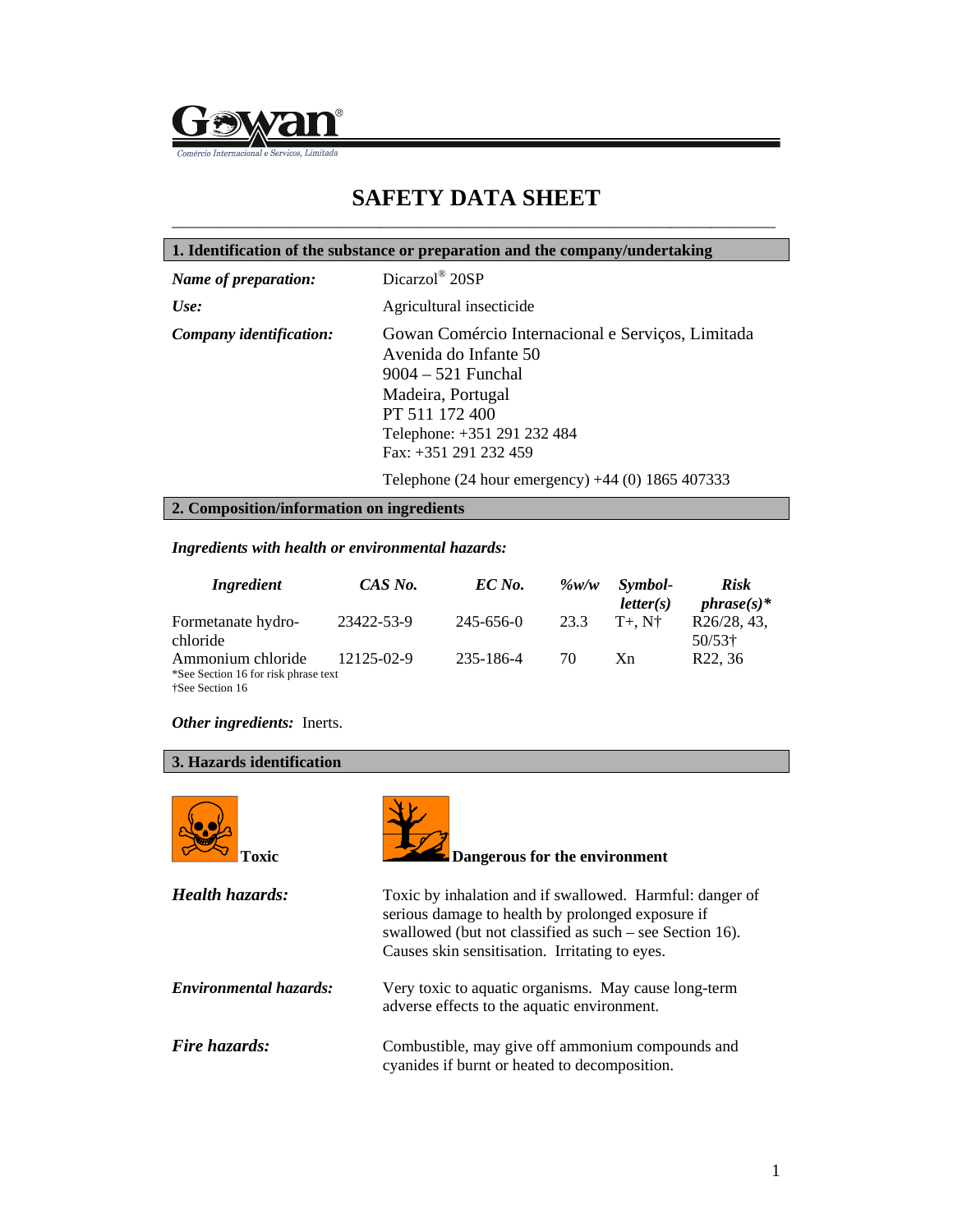Gowan®

Comércio Internacional e Serviços, Limitada

# SAFETY DATA SHEET

## 1. Identification of the substance or preparation and the company/undertaking

| | |
|---|---|
| ***Name of preparation:*** | Dicarzol® 20SP |
| ***Use:*** | Agricultural insecticide |
| ***Company identification:*** | Gowan Comércio Internacional e Serviços, Limitada<br>Avenida do Infante 50<br>9004 – 521 Funchal<br>Madeira, Portugal<br>PT 511 172 400<br>Telephone: +351 291 232 484<br>Fax: +351 291 232 459 |
| | Telephone (24 hour emergency) +44 (0) 1865 407333 |

## 2. Composition/information on ingredients

***Ingredients with health or environmental hazards:***

| *Ingredient* | *CAS No.* | *EC No.* | *%w/w* | *Symbol-letter(s)* | *Risk phrase(s)** |
|---|---|---|---|---|---|
| Formetanate hydro-chloride | 23422-53-9 | 245-656-0 | 23.3 | T+, N† | R26/28, 43, 50/53† |
| Ammonium chloride | 12125-02-9 | 235-186-4 | 70 | Xn | R22, 36 |

*See Section 16 for risk phrase text
†See Section 16

***Other ingredients:*** Inerts.

## 3. Hazards identification

**Toxic** **Dangerous for the environment**

| | |
|---|---|
| ***Health hazards:*** | Toxic by inhalation and if swallowed. Harmful: danger of serious damage to health by prolonged exposure if swallowed (but not classified as such – see Section 16). Causes skin sensitisation. Irritating to eyes. |
| ***Environmental hazards:*** | Very toxic to aquatic organisms. May cause long-term adverse effects to the aquatic environment. |
| ***Fire hazards:*** | Combustible, may give off ammonium compounds and cyanides if burnt or heated to decomposition. |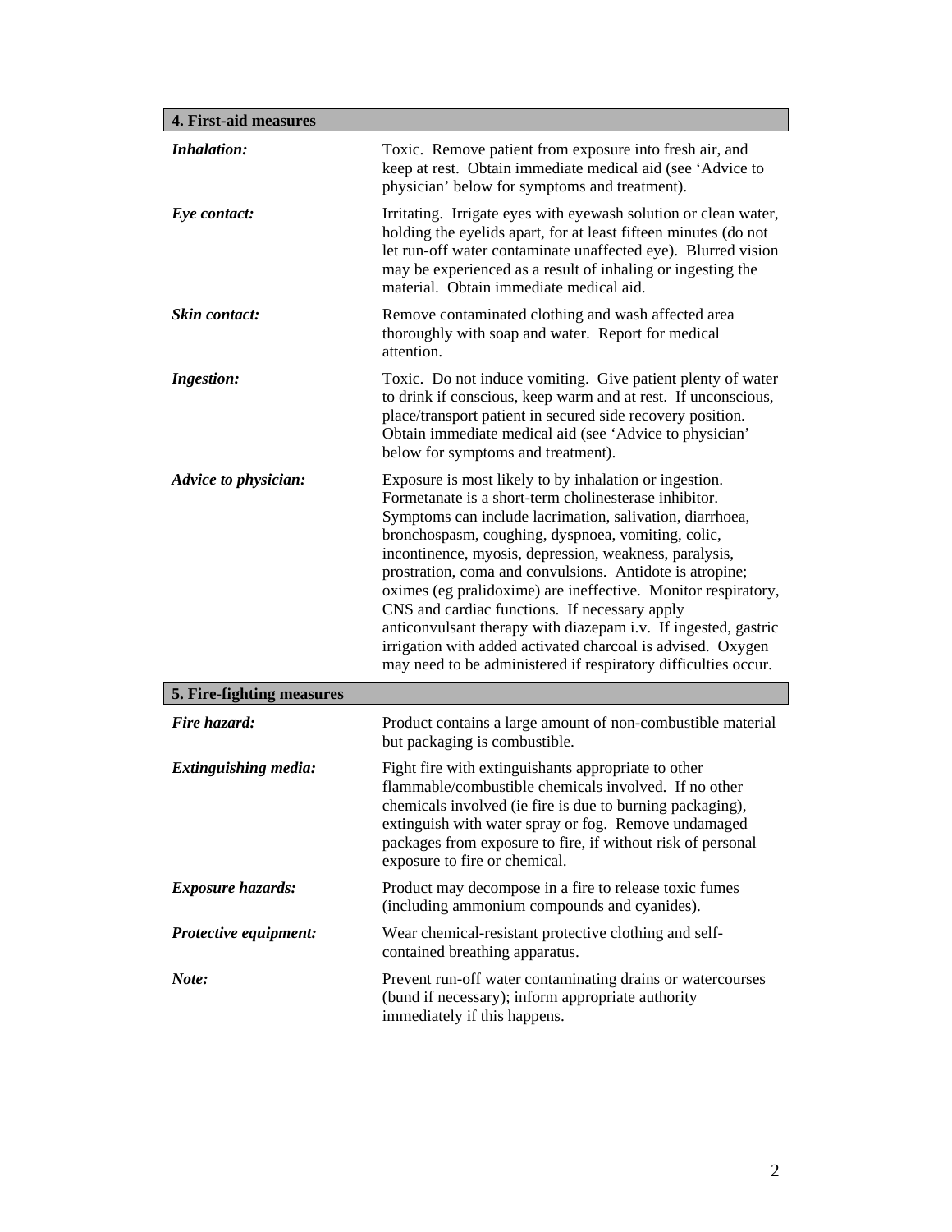## 4. First-aid measures

***Inhalation:*** Toxic. Remove patient from exposure into fresh air, and keep at rest. Obtain immediate medical aid (see 'Advice to physician' below for symptoms and treatment).

***Eye contact:*** Irritating. Irrigate eyes with eyewash solution or clean water, holding the eyelids apart, for at least fifteen minutes (do not let run-off water contaminate unaffected eye). Blurred vision may be experienced as a result of inhaling or ingesting the material. Obtain immediate medical aid.

***Skin contact:*** Remove contaminated clothing and wash affected area thoroughly with soap and water. Report for medical attention.

***Ingestion:*** Toxic. Do not induce vomiting. Give patient plenty of water to drink if conscious, keep warm and at rest. If unconscious, place/transport patient in secured side recovery position. Obtain immediate medical aid (see 'Advice to physician' below for symptoms and treatment).

***Advice to physician:*** Exposure is most likely to by inhalation or ingestion. Formetanate is a short-term cholinesterase inhibitor. Symptoms can include lacrimation, salivation, diarrhoea, bronchospasm, coughing, dyspnoea, vomiting, colic, incontinence, myosis, depression, weakness, paralysis, prostration, coma and convulsions. Antidote is atropine; oximes (eg pralidoxime) are ineffective. Monitor respiratory, CNS and cardiac functions. If necessary apply anticonvulsant therapy with diazepam i.v. If ingested, gastric irrigation with added activated charcoal is advised. Oxygen may need to be administered if respiratory difficulties occur.

## 5. Fire-fighting measures

***Fire hazard:*** Product contains a large amount of non-combustible material but packaging is combustible.

***Extinguishing media:*** Fight fire with extinguishants appropriate to other flammable/combustible chemicals involved. If no other chemicals involved (ie fire is due to burning packaging), extinguish with water spray or fog. Remove undamaged packages from exposure to fire, if without risk of personal exposure to fire or chemical.

***Exposure hazards:*** Product may decompose in a fire to release toxic fumes (including ammonium compounds and cyanides).

***Protective equipment:*** Wear chemical-resistant protective clothing and self-contained breathing apparatus.

***Note:*** Prevent run-off water contaminating drains or watercourses (bund if necessary); inform appropriate authority immediately if this happens.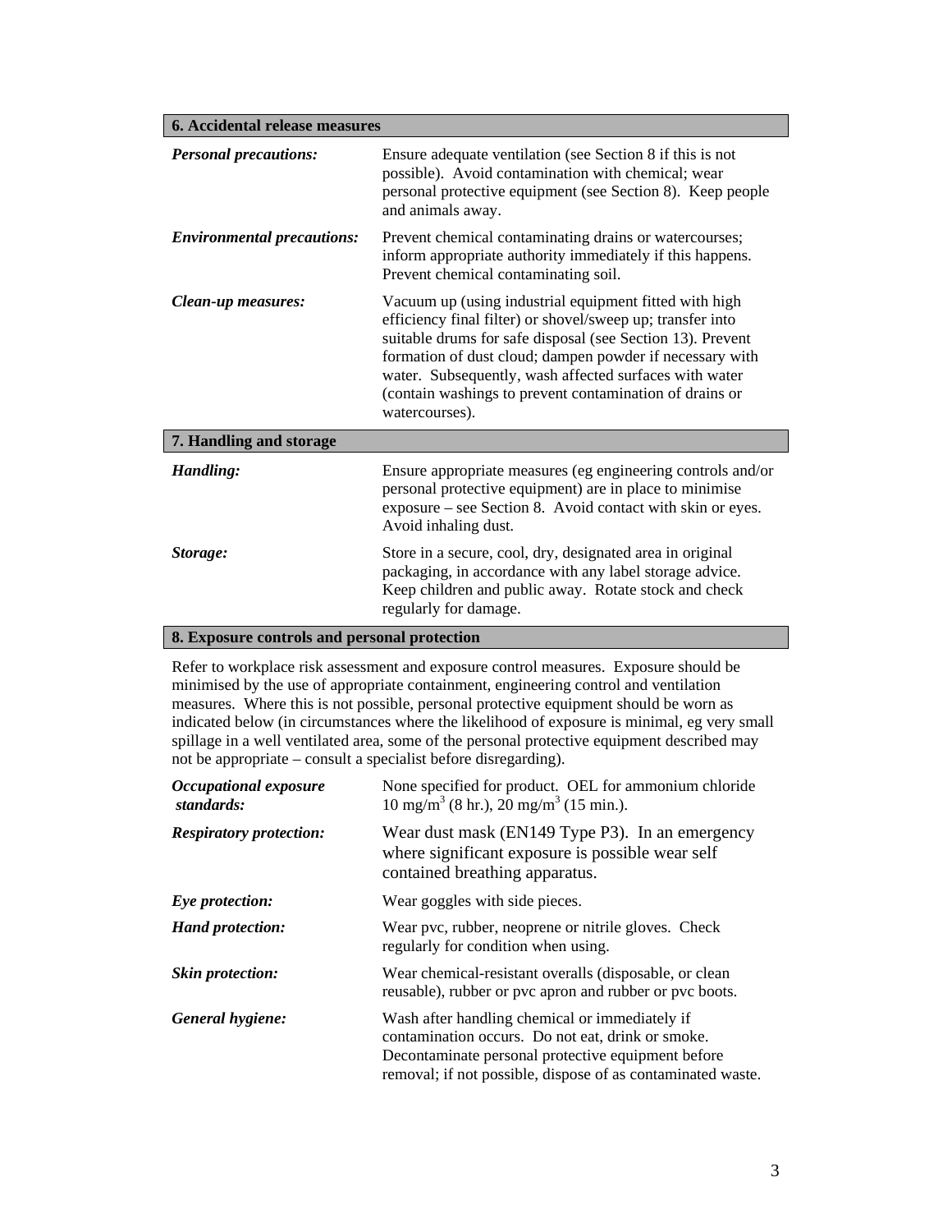## 6. Accidental release measures

| | |
|---|---|
| ***Personal precautions:*** | Ensure adequate ventilation (see Section 8 if this is not possible). Avoid contamination with chemical; wear personal protective equipment (see Section 8). Keep people and animals away. |
| ***Environmental precautions:*** | Prevent chemical contaminating drains or watercourses; inform appropriate authority immediately if this happens. Prevent chemical contaminating soil. |
| ***Clean-up measures:*** | Vacuum up (using industrial equipment fitted with high efficiency final filter) or shovel/sweep up; transfer into suitable drums for safe disposal (see Section 13). Prevent formation of dust cloud; dampen powder if necessary with water. Subsequently, wash affected surfaces with water (contain washings to prevent contamination of drains or watercourses). |

## 7. Handling and storage

| | |
|---|---|
| ***Handling:*** | Ensure appropriate measures (eg engineering controls and/or personal protective equipment) are in place to minimise exposure – see Section 8. Avoid contact with skin or eyes. Avoid inhaling dust. |
| ***Storage:*** | Store in a secure, cool, dry, designated area in original packaging, in accordance with any label storage advice. Keep children and public away. Rotate stock and check regularly for damage. |

## 8. Exposure controls and personal protection

Refer to workplace risk assessment and exposure control measures. Exposure should be minimised by the use of appropriate containment, engineering control and ventilation measures. Where this is not possible, personal protective equipment should be worn as indicated below (in circumstances where the likelihood of exposure is minimal, eg very small spillage in a well ventilated area, some of the personal protective equipment described may not be appropriate – consult a specialist before disregarding).

| | |
|---|---|
| ***Occupational exposure standards:*** | None specified for product. OEL for ammonium chloride 10 $mg/m^3$ (8 hr.), 20 $mg/m^3$ (15 min.). |
| ***Respiratory protection:*** | Wear dust mask (EN149 Type P3). In an emergency where significant exposure is possible wear self contained breathing apparatus. |
| ***Eye protection:*** | Wear goggles with side pieces. |
| ***Hand protection:*** | Wear pvc, rubber, neoprene or nitrile gloves. Check regularly for condition when using. |
| ***Skin protection:*** | Wear chemical-resistant overalls (disposable, or clean reusable), rubber or pvc apron and rubber or pvc boots. |
| ***General hygiene:*** | Wash after handling chemical or immediately if contamination occurs. Do not eat, drink or smoke. Decontaminate personal protective equipment before removal; if not possible, dispose of as contaminated waste. |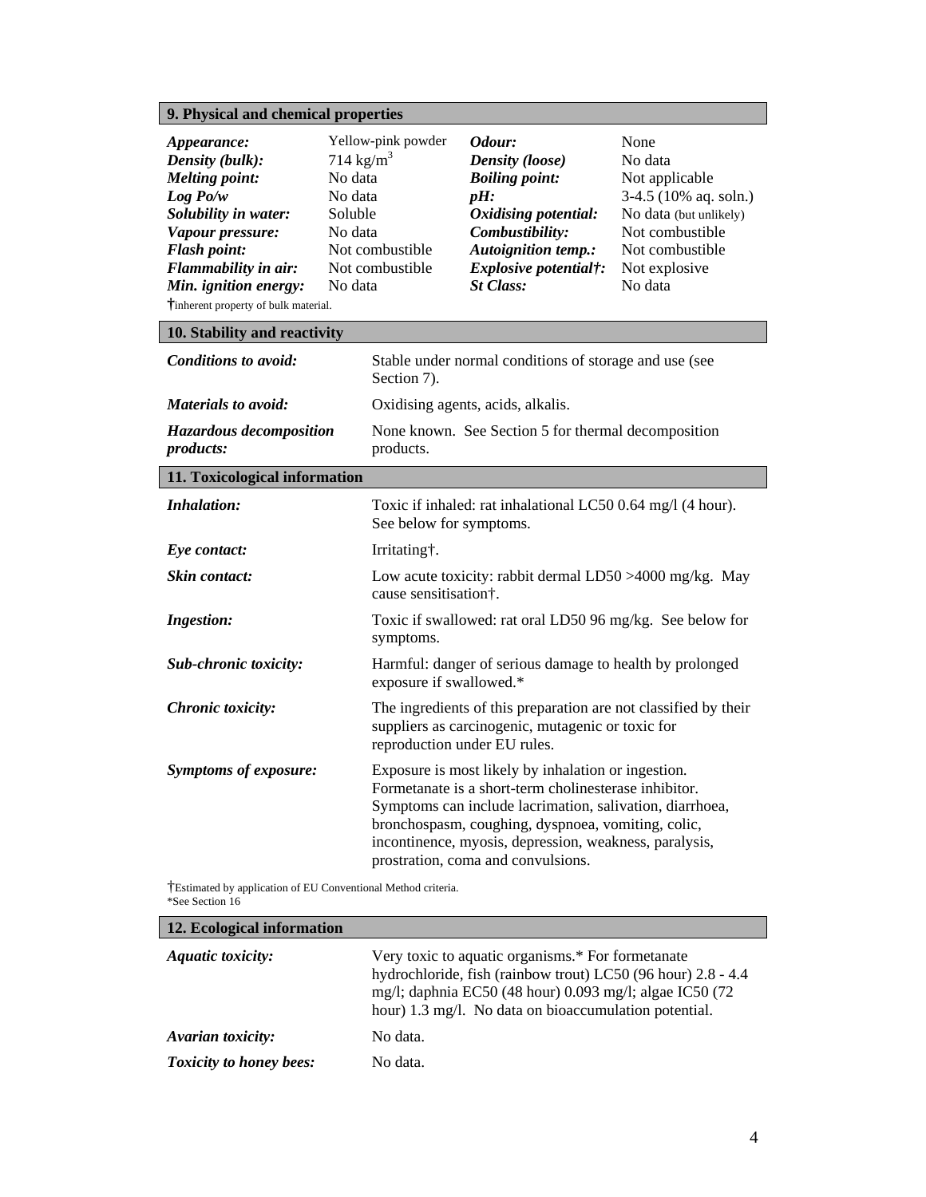## 9. Physical and chemical properties

| | | | |
|---|---|---|---|
| ***Appearance:*** | Yellow-pink powder | ***Odour:*** | None |
| ***Density (bulk):*** | 714 $kg/m^3$ | ***Density (loose)*** | No data |
| ***Melting point:*** | No data | ***Boiling point:*** | Not applicable |
| ***Log Po/w*** | No data | ***pH:*** | 3-4.5 (10% aq. soln.) |
| ***Solubility in water:*** | Soluble | ***Oxidising potential:*** | No data (but unlikely) |
| ***Vapour pressure:*** | No data | ***Combustibility:*** | Not combustible |
| ***Flash point:*** | Not combustible | ***Autoignition temp.:*** | Not combustible |
| ***Flammability in air:*** | Not combustible | ***Explosive potential†:*** | Not explosive |
| ***Min. ignition energy:*** | No data | ***St Class:*** | No data |

†inherent property of bulk material.

## 10. Stability and reactivity

| | |
|---|---|
| ***Conditions to avoid:*** | Stable under normal conditions of storage and use (see Section 7). |
| ***Materials to avoid:*** | Oxidising agents, acids, alkalis. |
| ***Hazardous decomposition products:*** | None known. See Section 5 for thermal decomposition products. |

## 11. Toxicological information

| | |
|---|---|
| ***Inhalation:*** | Toxic if inhaled: rat inhalational LC50 0.64 mg/l (4 hour). See below for symptoms. |
| ***Eye contact:*** | Irritating†. |
| ***Skin contact:*** | Low acute toxicity: rabbit dermal LD50 >4000 mg/kg. May cause sensitisation†. |
| ***Ingestion:*** | Toxic if swallowed: rat oral LD50 96 mg/kg. See below for symptoms. |
| ***Sub-chronic toxicity:*** | Harmful: danger of serious damage to health by prolonged exposure if swallowed.* |
| ***Chronic toxicity:*** | The ingredients of this preparation are not classified by their suppliers as carcinogenic, mutagenic or toxic for reproduction under EU rules. |
| ***Symptoms of exposure:*** | Exposure is most likely by inhalation or ingestion. Formetanate is a short-term cholinesterase inhibitor. Symptoms can include lacrimation, salivation, diarrhoea, bronchospasm, coughing, dyspnoea, vomiting, colic, incontinence, myosis, depression, weakness, paralysis, prostration, coma and convulsions. |

†Estimated by application of EU Conventional Method criteria.
*See Section 16

## 12. Ecological information

| | |
|---|---|
| ***Aquatic toxicity:*** | Very toxic to aquatic organisms.* For formetanate hydrochloride, fish (rainbow trout) LC50 (96 hour) 2.8 - 4.4 mg/l; daphnia EC50 (48 hour) 0.093 mg/l; algae IC50 (72 hour) 1.3 mg/l. No data on bioaccumulation potential. |
| ***Avarian toxicity:*** | No data. |
| ***Toxicity to honey bees:*** | No data. |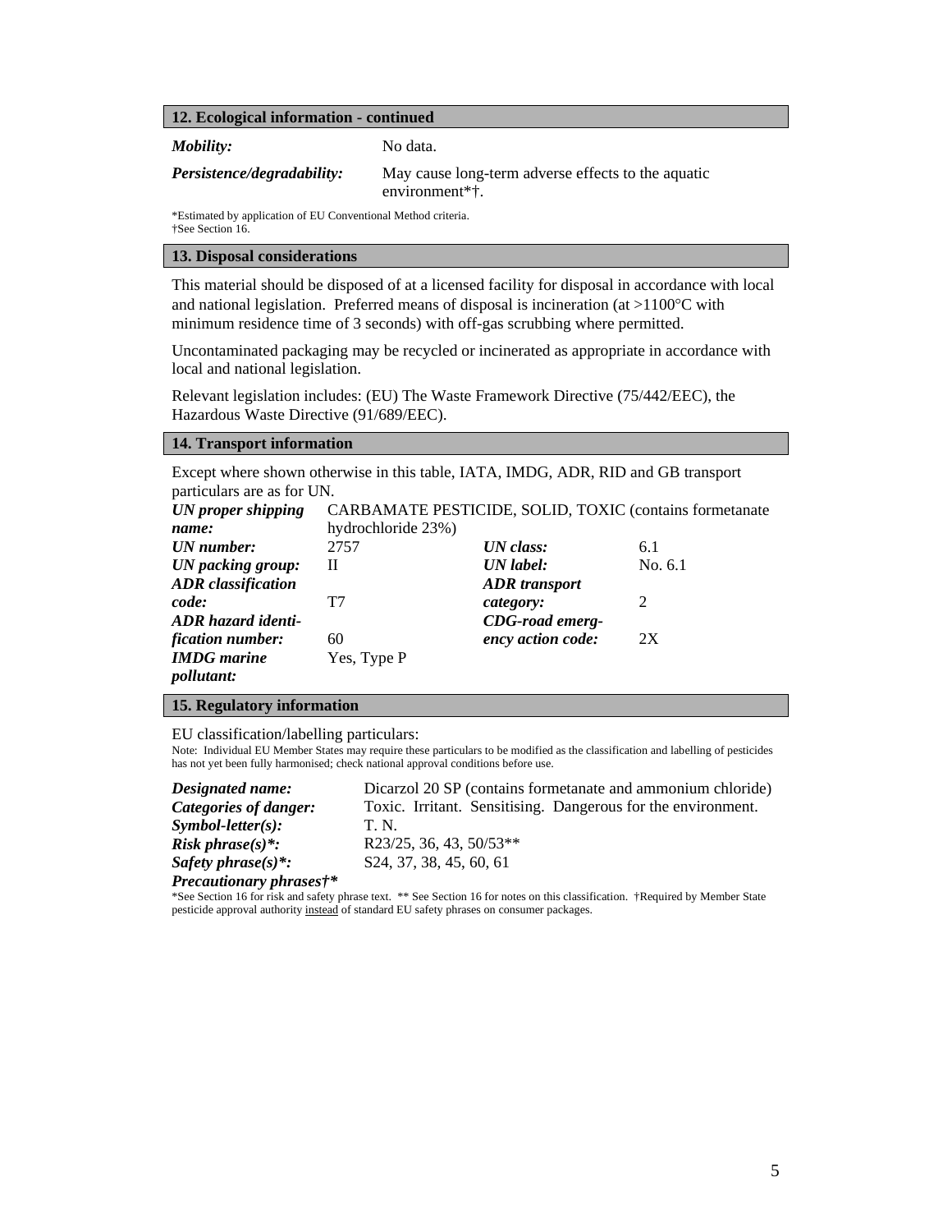## 12. Ecological information - continued

| | |
|---|---|
| ***Mobility:*** | No data. |
| ***Persistence/degradability:*** | May cause long-term adverse effects to the aquatic environment*†. |

*Estimated by application of EU Conventional Method criteria.
†See Section 16.

## 13. Disposal considerations

This material should be disposed of at a licensed facility for disposal in accordance with local and national legislation. Preferred means of disposal is incineration (at >1100°C with minimum residence time of 3 seconds) with off-gas scrubbing where permitted.

Uncontaminated packaging may be recycled or incinerated as appropriate in accordance with local and national legislation.

Relevant legislation includes: (EU) The Waste Framework Directive (75/442/EEC), the Hazardous Waste Directive (91/689/EEC).

## 14. Transport information

Except where shown otherwise in this table, IATA, IMDG, ADR, RID and GB transport particulars are as for UN.

| | | | |
|---|---|---|---|
| ***UN proper shipping name:*** | CARBAMATE PESTICIDE, SOLID, TOXIC (contains formetanate hydrochloride 23%) | | |
| ***UN number:*** | 2757 | ***UN class:*** | 6.1 |
| ***UN packing group:*** | II | ***UN label:*** | No. 6.1 |
| ***ADR classification code:*** | T7 | ***ADR transport category:*** | 2 |
| ***ADR hazard identi-fication number:*** | 60 | ***CDG-road emerg-ency action code:*** | 2X |
| ***IMDG marine pollutant:*** | Yes, Type P | | |

## 15. Regulatory information

EU classification/labelling particulars:

Note: Individual EU Member States may require these particulars to be modified as the classification and labelling of pesticides has not yet been fully harmonised; check national approval conditions before use.

| | |
|---|---|
| ***Designated name:*** | Dicarzol 20 SP (contains formetanate and ammonium chloride) |
| ***Categories of danger:*** | Toxic. Irritant. Sensitising. Dangerous for the environment. |
| ***Symbol-letter(s):*** | T. N. |
| ***Risk phrase(s)*:*** | R23/25, 36, 43, 50/53** |
| ***Safety phrase(s)*:*** | S24, 37, 38, 45, 60, 61 |
| ***Precautionary phrases†**** | |

*See Section 16 for risk and safety phrase text. ** See Section 16 for notes on this classification. †Required by Member State pesticide approval authority instead of standard EU safety phrases on consumer packages.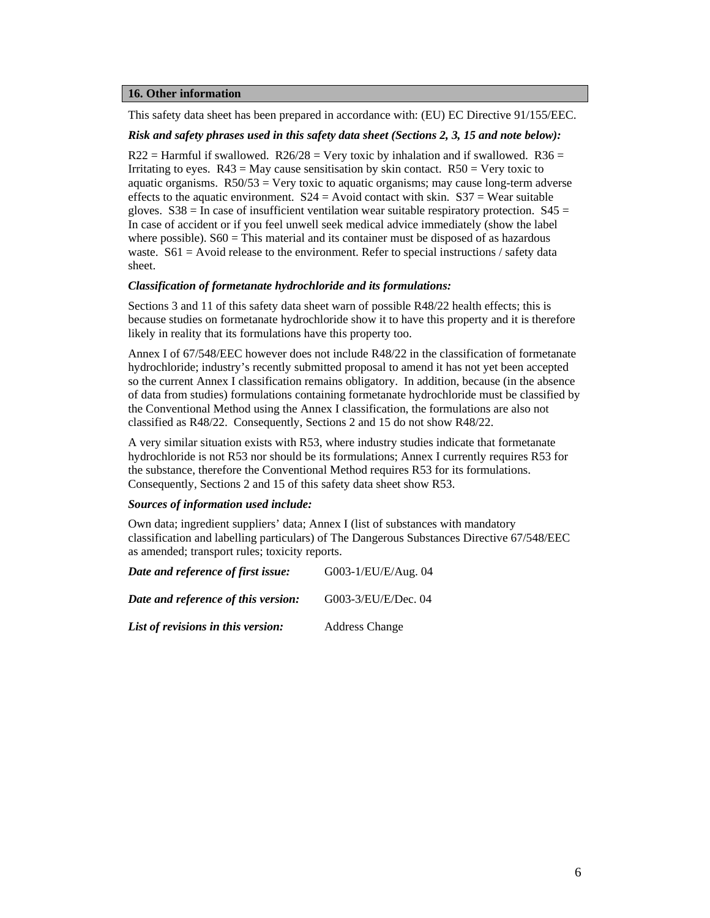## 16. Other information

This safety data sheet has been prepared in accordance with: (EU) EC Directive 91/155/EEC.

***Risk and safety phrases used in this safety data sheet (Sections 2, 3, 15 and note below):***

R22 = Harmful if swallowed. R26/28 = Very toxic by inhalation and if swallowed. R36 = Irritating to eyes. R43 = May cause sensitisation by skin contact. R50 = Very toxic to aquatic organisms. R50/53 = Very toxic to aquatic organisms; may cause long-term adverse effects to the aquatic environment. S24 = Avoid contact with skin. S37 = Wear suitable gloves. S38 = In case of insufficient ventilation wear suitable respiratory protection. S45 = In case of accident or if you feel unwell seek medical advice immediately (show the label where possible). S60 = This material and its container must be disposed of as hazardous waste. S61 = Avoid release to the environment. Refer to special instructions / safety data sheet.

***Classification of formetanate hydrochloride and its formulations:***

Sections 3 and 11 of this safety data sheet warn of possible R48/22 health effects; this is because studies on formetanate hydrochloride show it to have this property and it is therefore likely in reality that its formulations have this property too.

Annex I of 67/548/EEC however does not include R48/22 in the classification of formetanate hydrochloride; industry's recently submitted proposal to amend it has not yet been accepted so the current Annex I classification remains obligatory. In addition, because (in the absence of data from studies) formulations containing formetanate hydrochloride must be classified by the Conventional Method using the Annex I classification, the formulations are also not classified as R48/22. Consequently, Sections 2 and 15 do not show R48/22.

A very similar situation exists with R53, where industry studies indicate that formetanate hydrochloride is not R53 nor should be its formulations; Annex I currently requires R53 for the substance, therefore the Conventional Method requires R53 for its formulations. Consequently, Sections 2 and 15 of this safety data sheet show R53.

***Sources of information used include:***

Own data; ingredient suppliers' data; Annex I (list of substances with mandatory classification and labelling particulars) of The Dangerous Substances Directive 67/548/EEC as amended; transport rules; toxicity reports.

***Date and reference of first issue:*** G003-1/EU/E/Aug. 04

***Date and reference of this version:*** G003-3/EU/E/Dec. 04

***List of revisions in this version:*** Address Change